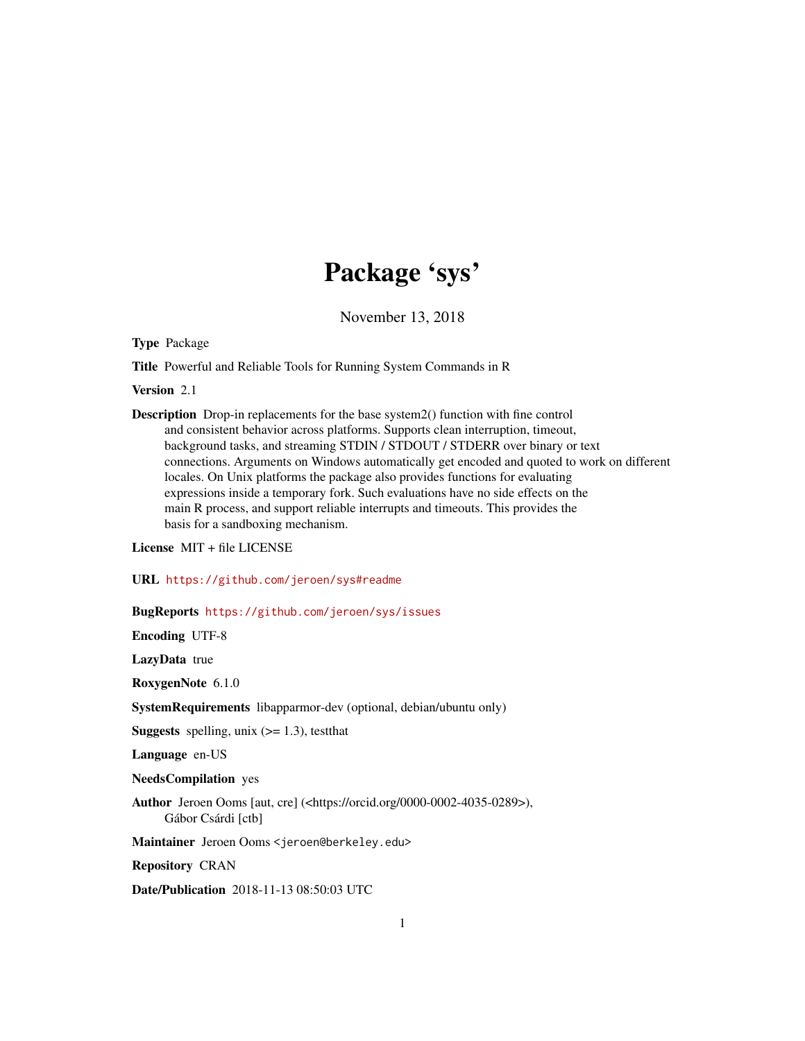# Package 'sys'

November 13, 2018

**Type** Package

**Title** Powerful and Reliable Tools for Running System Commands in R

**Version** 2.1

**Description** Drop-in replacements for the base system2() function with fine control and consistent behavior across platforms. Supports clean interruption, timeout, background tasks, and streaming STDIN / STDOUT / STDERR over binary or text connections. Arguments on Windows automatically get encoded and quoted to work on different locales. On Unix platforms the package also provides functions for evaluating expressions inside a temporary fork. Such evaluations have no side effects on the main R process, and support reliable interrupts and timeouts. This provides the basis for a sandboxing mechanism.

**License** MIT + file LICENSE

**URL** https://github.com/jeroen/sys#readme

**BugReports** https://github.com/jeroen/sys/issues

**Encoding** UTF-8

**LazyData** true

**RoxygenNote** 6.1.0

**SystemRequirements** libapparmor-dev (optional, debian/ubuntu only)

**Suggests** spelling, unix (>= 1.3), testthat

**Language** en-US

**NeedsCompilation** yes

**Author** Jeroen Ooms [aut, cre] (<https://orcid.org/0000-0002-4035-0289>), Gábor Csárdi [ctb]

**Maintainer** Jeroen Ooms <jeroen@berkeley.edu>

**Repository** CRAN

**Date/Publication** 2018-11-13 08:50:03 UTC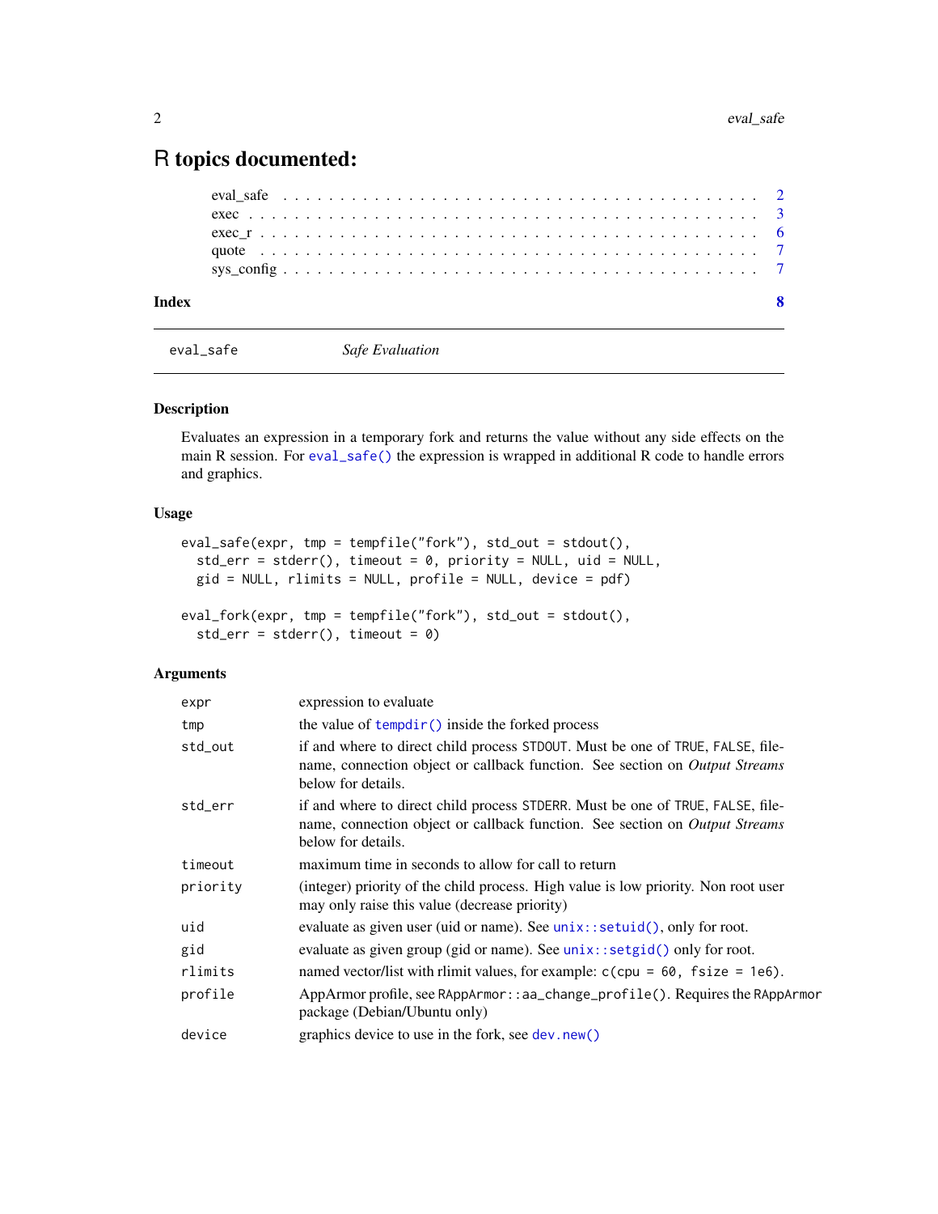# R topics documented:

eval_safe . . . . . . . . . . . . . . . . . . . . . . . . . . . . . . . . . . . . . . . . . 2
exec . . . . . . . . . . . . . . . . . . . . . . . . . . . . . . . . . . . . . . . . . . . . 3
exec_r . . . . . . . . . . . . . . . . . . . . . . . . . . . . . . . . . . . . . . . . . . . 6
quote . . . . . . . . . . . . . . . . . . . . . . . . . . . . . . . . . . . . . . . . . . . . 7
sys_config . . . . . . . . . . . . . . . . . . . . . . . . . . . . . . . . . . . . . . . . . 7

**Index** **8**

---

eval_safe *Safe Evaluation*

---

### Description

Evaluates an expression in a temporary fork and returns the value without any side effects on the main R session. For `eval_safe()` the expression is wrapped in additional R code to handle errors and graphics.

### Usage

```
eval_safe(expr, tmp = tempfile("fork"), std_out = stdout(),
  std_err = stderr(), timeout = 0, priority = NULL, uid = NULL,
  gid = NULL, rlimits = NULL, profile = NULL, device = pdf)

eval_fork(expr, tmp = tempfile("fork"), std_out = stdout(),
  std_err = stderr(), timeout = 0)
```

### Arguments

| | |
|---|---|
| `expr` | expression to evaluate |
| `tmp` | the value of `tempdir()` inside the forked process |
| `std_out` | if and where to direct child process `STDOUT`. Must be one of `TRUE`, `FALSE`, filename, connection object or callback function. See section on *Output Streams* below for details. |
| `std_err` | if and where to direct child process `STDERR`. Must be one of `TRUE`, `FALSE`, filename, connection object or callback function. See section on *Output Streams* below for details. |
| `timeout` | maximum time in seconds to allow for call to return |
| `priority` | (integer) priority of the child process. High value is low priority. Non root user may only raise this value (decrease priority) |
| `uid` | evaluate as given user (uid or name). See `unix::setuid()`, only for root. |
| `gid` | evaluate as given group (gid or name). See `unix::setgid()` only for root. |
| `rlimits` | named vector/list with rlimit values, for example: `c(cpu = 60, fsize = 1e6)`. |
| `profile` | AppArmor profile, see `RAppArmor::aa_change_profile()`. Requires the `RAppArmor` package (Debian/Ubuntu only) |
| `device` | graphics device to use in the fork, see `dev.new()` |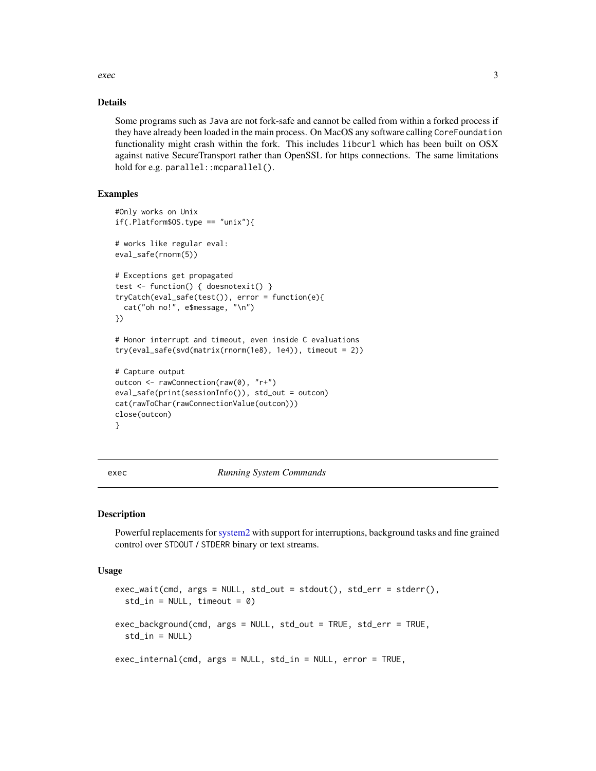## Details

Some programs such as `Java` are not fork-safe and cannot be called from within a forked process if they have already been loaded in the main process. On MacOS any software calling `CoreFoundation` functionality might crash within the fork. This includes `libcurl` which has been built on OSX against native SecureTransport rather than OpenSSL for https connections. The same limitations hold for e.g. `parallel::mcparallel()`.

## Examples

```
#Only works on Unix
if(.Platform$OS.type == "unix"){

# works like regular eval:
eval_safe(rnorm(5))

# Exceptions get propagated
test <- function() { doesnotexit() }
tryCatch(eval_safe(test()), error = function(e){
  cat("oh no!", e$message, "\n")
})

# Honor interrupt and timeout, even inside C evaluations
try(eval_safe(svd(matrix(rnorm(1e8), 1e4)), timeout = 2))

# Capture output
outcon <- rawConnection(raw(0), "r+")
eval_safe(print(sessionInfo()), std_out = outcon)
cat(rawToChar(rawConnectionValue(outcon)))
close(outcon)
}
```

---

`exec` *Running System Commands*

---

## Description

Powerful replacements for system2 with support for interruptions, background tasks and fine grained control over `STDOUT` / `STDERR` binary or text streams.

## Usage

```
exec_wait(cmd, args = NULL, std_out = stdout(), std_err = stderr(),
  std_in = NULL, timeout = 0)

exec_background(cmd, args = NULL, std_out = TRUE, std_err = TRUE,
  std_in = NULL)

exec_internal(cmd, args = NULL, std_in = NULL, error = TRUE,
```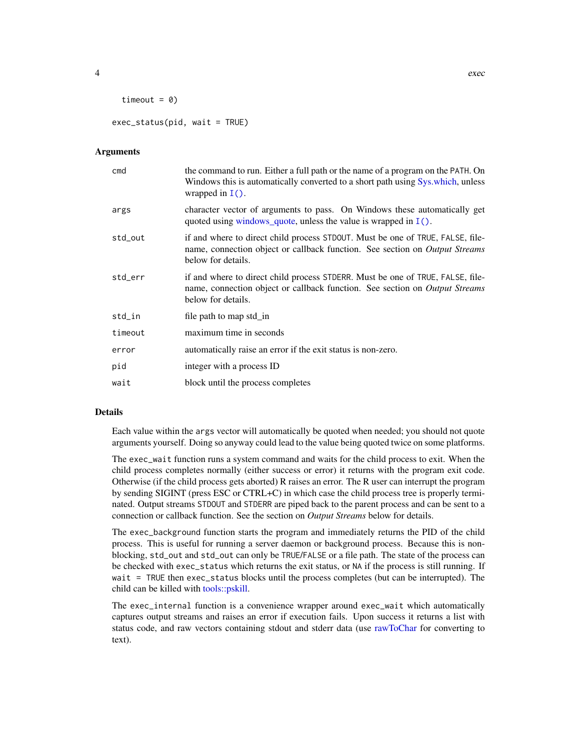```
  timeout = 0)

exec_status(pid, wait = TRUE)
```

## Arguments

| | |
|---|---|
| cmd | the command to run. Either a full path or the name of a program on the PATH. On Windows this is automatically converted to a short path using Sys.which, unless wrapped in I(). |
| args | character vector of arguments to pass. On Windows these automatically get quoted using windows_quote, unless the value is wrapped in I(). |
| std_out | if and where to direct child process STDOUT. Must be one of TRUE, FALSE, filename, connection object or callback function. See section on *Output Streams* below for details. |
| std_err | if and where to direct child process STDERR. Must be one of TRUE, FALSE, filename, connection object or callback function. See section on *Output Streams* below for details. |
| std_in | file path to map std_in |
| timeout | maximum time in seconds |
| error | automatically raise an error if the exit status is non-zero. |
| pid | integer with a process ID |
| wait | block until the process completes |

## Details

Each value within the args vector will automatically be quoted when needed; you should not quote arguments yourself. Doing so anyway could lead to the value being quoted twice on some platforms.

The exec_wait function runs a system command and waits for the child process to exit. When the child process completes normally (either success or error) it returns with the program exit code. Otherwise (if the child process gets aborted) R raises an error. The R user can interrupt the program by sending SIGINT (press ESC or CTRL+C) in which case the child process tree is properly terminated. Output streams STDOUT and STDERR are piped back to the parent process and can be sent to a connection or callback function. See the section on *Output Streams* below for details.

The exec_background function starts the program and immediately returns the PID of the child process. This is useful for running a server daemon or background process. Because this is non-blocking, std_out and std_out can only be TRUE/FALSE or a file path. The state of the process can be checked with exec_status which returns the exit status, or NA if the process is still running. If wait = TRUE then exec_status blocks until the process completes (but can be interrupted). The child can be killed with tools::pskill.

The exec_internal function is a convenience wrapper around exec_wait which automatically captures output streams and raises an error if execution fails. Upon success it returns a list with status code, and raw vectors containing stdout and stderr data (use rawToChar for converting to text).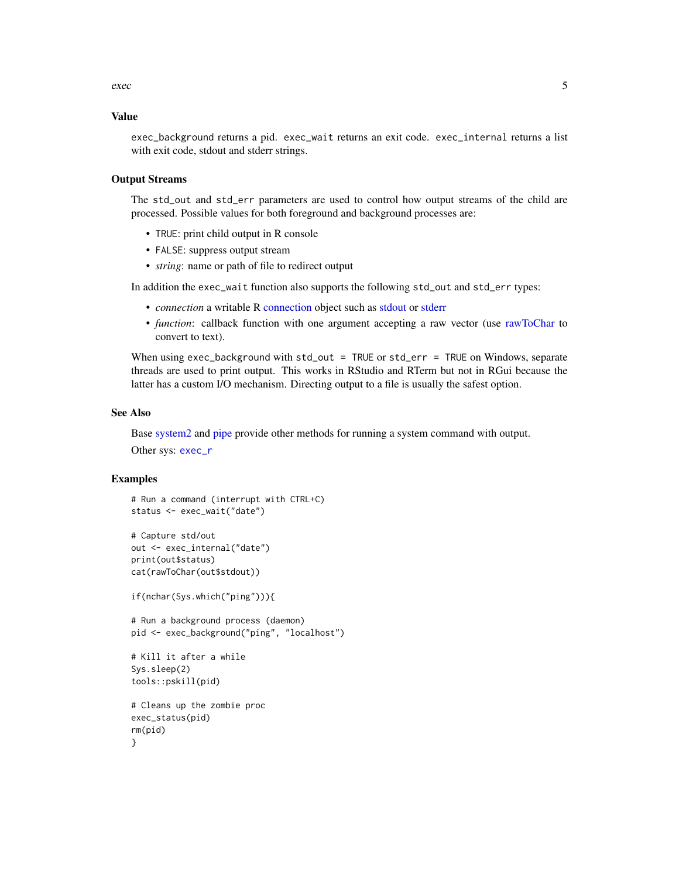### Value

`exec_background` returns a pid. `exec_wait` returns an exit code. `exec_internal` returns a list with exit code, stdout and stderr strings.

### Output Streams

The `std_out` and `std_err` parameters are used to control how output streams of the child are processed. Possible values for both foreground and background processes are:

- `TRUE`: print child output in R console
- `FALSE`: suppress output stream
- *string*: name or path of file to redirect output

In addition the `exec_wait` function also supports the following `std_out` and `std_err` types:

- *connection* a writable R connection object such as stdout or stderr
- *function*: callback function with one argument accepting a raw vector (use rawToChar to convert to text).

When using `exec_background` with `std_out = TRUE` or `std_err = TRUE` on Windows, separate threads are used to print output. This works in RStudio and RTerm but not in RGui because the latter has a custom I/O mechanism. Directing output to a file is usually the safest option.

### See Also

Base system2 and pipe provide other methods for running a system command with output.

Other sys: `exec_r`

### Examples

```
# Run a command (interrupt with CTRL+C)
status <- exec_wait("date")

# Capture std/out
out <- exec_internal("date")
print(out$status)
cat(rawToChar(out$stdout))

if(nchar(Sys.which("ping"))){

# Run a background process (daemon)
pid <- exec_background("ping", "localhost")

# Kill it after a while
Sys.sleep(2)
tools::pskill(pid)

# Cleans up the zombie proc
exec_status(pid)
rm(pid)
}
```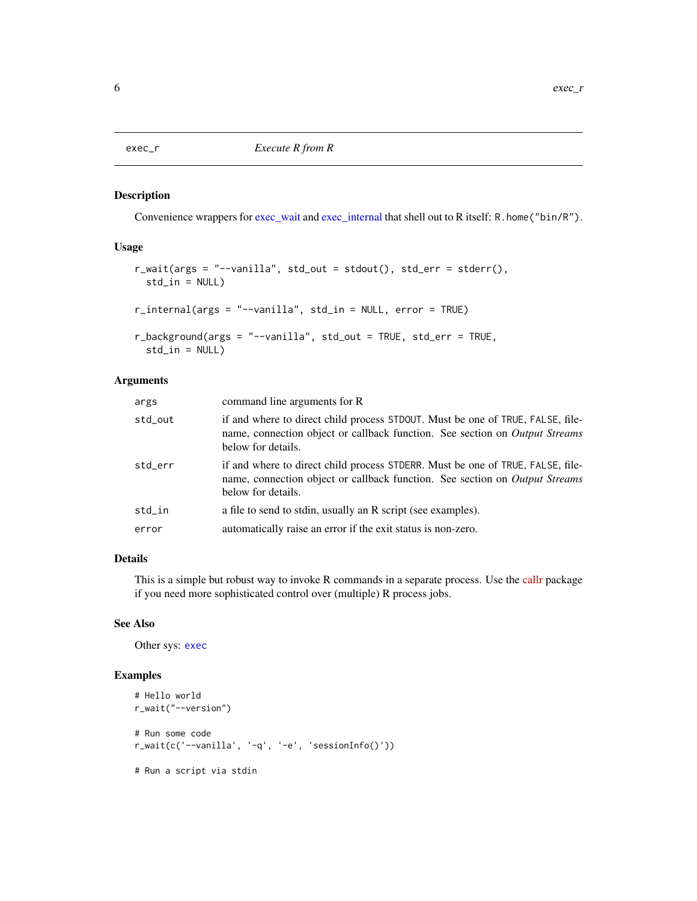## exec_r — *Execute R from R*

### Description

Convenience wrappers for exec_wait and exec_internal that shell out to R itself: `R.home("bin/R")`.

### Usage

```
r_wait(args = "--vanilla", std_out = stdout(), std_err = stderr(),
  std_in = NULL)

r_internal(args = "--vanilla", std_in = NULL, error = TRUE)

r_background(args = "--vanilla", std_out = TRUE, std_err = TRUE,
  std_in = NULL)
```

### Arguments

| | |
|---|---|
| `args` | command line arguments for R |
| `std_out` | if and where to direct child process `STDOUT`. Must be one of `TRUE`, `FALSE`, filename, connection object or callback function. See section on *Output Streams* below for details. |
| `std_err` | if and where to direct child process `STDERR`. Must be one of `TRUE`, `FALSE`, filename, connection object or callback function. See section on *Output Streams* below for details. |
| `std_in` | a file to send to stdin, usually an R script (see examples). |
| `error` | automatically raise an error if the exit status is non-zero. |

### Details

This is a simple but robust way to invoke R commands in a separate process. Use the callr package if you need more sophisticated control over (multiple) R process jobs.

### See Also

Other sys: `exec`

### Examples

```
# Hello world
r_wait("--version")

# Run some code
r_wait(c('--vanilla', '-q', '-e', 'sessionInfo()'))

# Run a script via stdin
```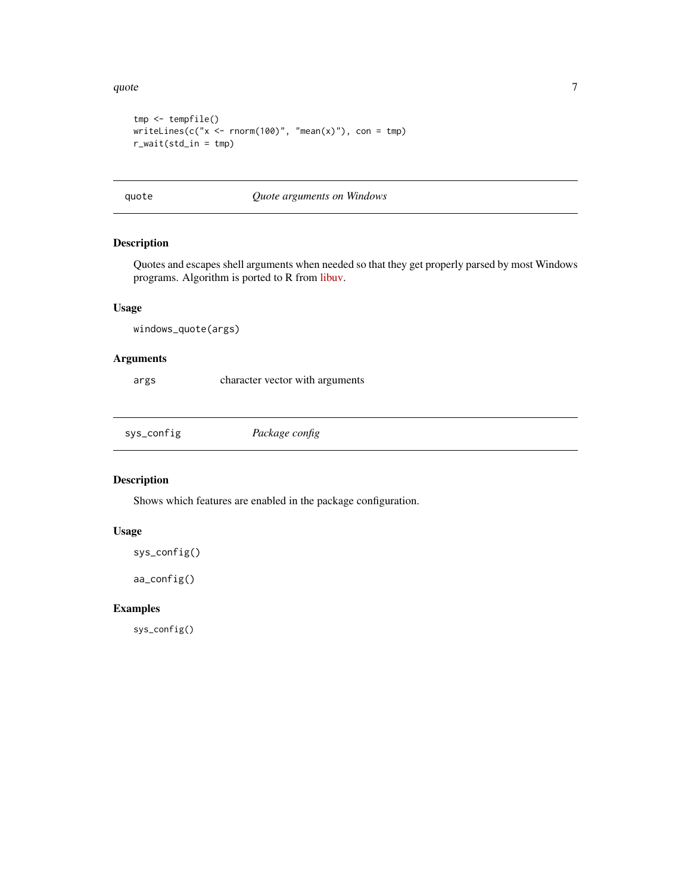```
tmp <- tempfile()
writeLines(c("x <- rnorm(100)", "mean(x)"), con = tmp)
r_wait(std_in = tmp)
```

## quote — *Quote arguments on Windows*

### Description

Quotes and escapes shell arguments when needed so that they get properly parsed by most Windows programs. Algorithm is ported to R from libuv.

### Usage

```
windows_quote(args)
```

### Arguments

| | |
|---|---|
| args | character vector with arguments |

## sys_config — *Package config*

### Description

Shows which features are enabled in the package configuration.

### Usage

```
sys_config()

aa_config()
```

### Examples

```
sys_config()
```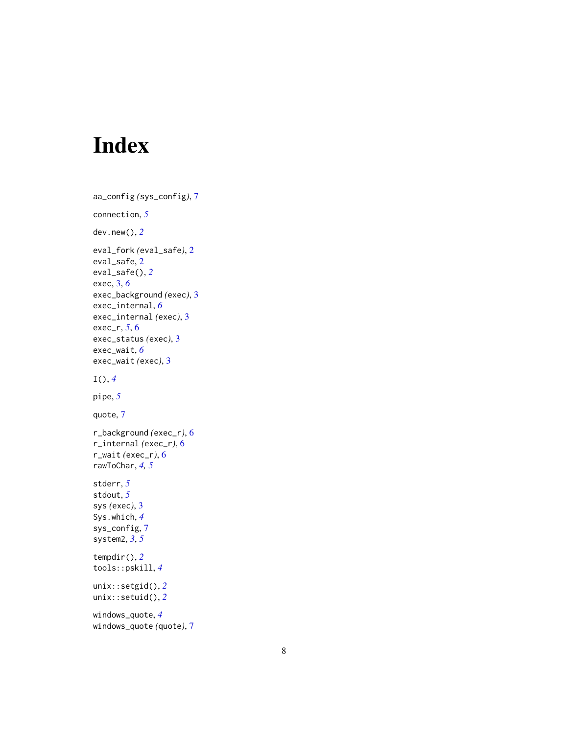# Index

aa_config (sys_config), 7

connection, *5*

dev.new(), *2*

eval_fork (eval_safe), 2
eval_safe, 2
eval_safe(), *2*
exec, 3, *6*
exec_background (exec), 3
exec_internal, *6*
exec_internal (exec), 3
exec_r, *5*, 6
exec_status (exec), 3
exec_wait, *6*
exec_wait (exec), 3

I(), *4*

pipe, *5*

quote, 7

r_background (exec_r), 6
r_internal (exec_r), 6
r_wait (exec_r), 6
rawToChar, *4, 5*

stderr, *5*
stdout, *5*
sys (exec), 3
Sys.which, *4*
sys_config, 7
system2, *3*, *5*

tempdir(), *2*
tools::pskill, *4*

unix::setgid(), *2*
unix::setuid(), *2*

windows_quote, *4*
windows_quote (quote), 7